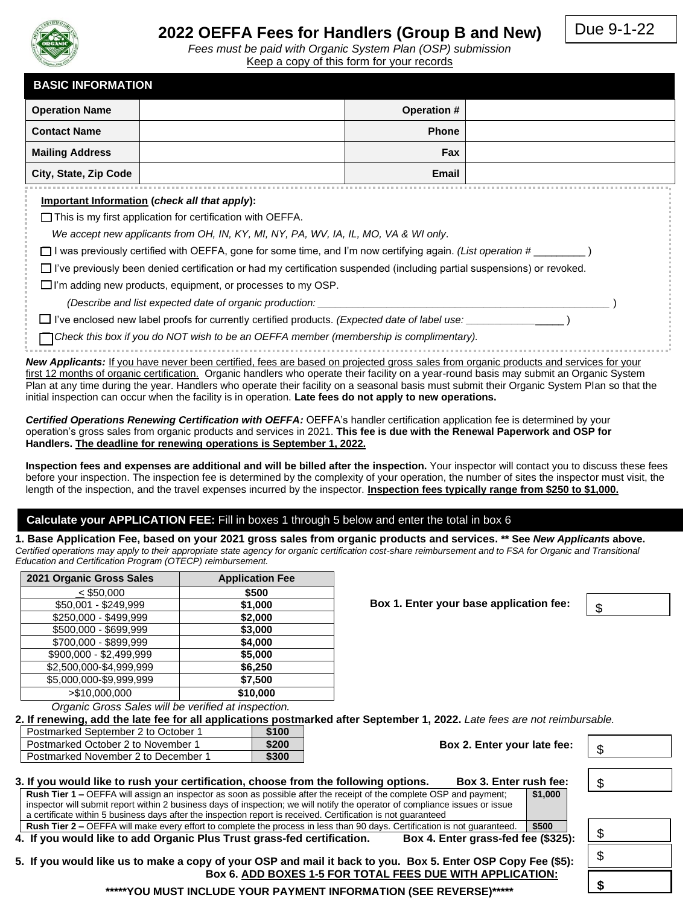# 2022 OEFFA Fees for Handlers (Group B and New)

Due 9-1-22

*Fees must be paid with Organic System Plan (OSP) submission*
Keep a copy of this form for your records

## BASIC INFORMATION

| Operation Name | | Operation # | |
|---|---|---|---|
| Contact Name | | Phone | |
| Mailing Address | | Fax | |
| City, State, Zip Code | | Email | |

**Important Information (*check all that apply*):**

☐ This is my first application for certification with OEFFA.

*We accept new applicants from OH, IN, KY, MI, NY, PA, WV, IA, IL, MO, VA & WI only.*

☐ I was previously certified with OEFFA, gone for some time, and I'm now certifying again. *(List operation #* _________ )

☐ I've previously been denied certification or had my certification suspended (including partial suspensions) or revoked.

☐ I'm adding new products, equipment, or processes to my OSP.

*(Describe and list expected date of organic production:* ____________________________________________________ )

☐ I've enclosed new label proofs for currently certified products. *(Expected date of label use:* _________________ )

☐ *Check this box if you do NOT wish to be an OEFFA member (membership is complimentary).*

***New Applicants:*** If you have never been certified, fees are based on projected gross sales from organic products and services for your first 12 months of organic certification. Organic handlers who operate their facility on a year-round basis may submit an Organic System Plan at any time during the year. Handlers who operate their facility on a seasonal basis must submit their Organic System Plan so that the initial inspection can occur when the facility is in operation. **Late fees do not apply to new operations.**

***Certified Operations Renewing Certification with OEFFA:*** OEFFA's handler certification application fee is determined by your operation's gross sales from organic products and services in 2021. **This fee is due with the Renewal Paperwork and OSP for Handlers. The deadline for renewing operations is September 1, 2022.**

**Inspection fees and expenses are additional and will be billed after the inspection.** Your inspector will contact you to discuss these fees before your inspection. The inspection fee is determined by the complexity of your operation, the number of sites the inspector must visit, the length of the inspection, and the travel expenses incurred by the inspector. **Inspection fees typically range from $250 to $1,000.**

## Calculate your APPLICATION FEE: Fill in boxes 1 through 5 below and enter the total in box 6

**1. Base Application Fee, based on your 2021 gross sales from organic products and services. \*\* See *New Applicants* above.**
*Certified operations may apply to their appropriate state agency for organic certification cost-share reimbursement and to FSA for Organic and Transitional Education and Certification Program (OTECP) reimbursement.*

| 2021 Organic Gross Sales | Application Fee |
|---|---|
| ≤ $50,000 | **$500** |
| $50,001 - $249,999 | **$1,000** |
| $250,000 - $499,999 | **$2,000** |
| $500,000 - $699,999 | **$3,000** |
| $700,000 - $899,999 | **$4,000** |
| $900,000 - $2,499,999 | **$5,000** |
| $2,500,000-$4,999,999 | **$6,250** |
| $5,000,000-$9,999,999 | **$7,500** |
| >$10,000,000 | **$10,000** |

*Organic Gross Sales will be verified at inspection.*

**Box 1. Enter your base application fee:** $

**2. If renewing, add the late fee for all applications postmarked after September 1, 2022.** *Late fees are not reimbursable.*

| Postmarked September 2 to October 1 | **$100** |
|---|---|
| Postmarked October 2 to November 1 | **$200** |
| Postmarked November 2 to December 1 | **$300** |

**Box 2. Enter your late fee:** $

**3. If you would like to rush your certification, choose from the following options.** **Box 3. Enter rush fee:** $

| | |
|---|---|
| **Rush Tier 1 –** OEFFA will assign an inspector as soon as possible after the receipt of the complete OSP and payment; inspector will submit report within 2 business days of inspection; we will notify the operator of compliance issues or issue a certificate within 5 business days after the inspection report is received. Certification is not guaranteed | **$1,000** |
| **Rush Tier 2 –** OEFFA will make every effort to complete the process in less than 90 days. Certification is not guaranteed. | **$500** |

**4. If you would like to add Organic Plus Trust grass-fed certification.** **Box 4. Enter grass-fed fee ($325):** $

**5. If you would like us to make a copy of your OSP and mail it back to you.** **Box 5. Enter OSP Copy Fee ($5):** $

**Box 6. ADD BOXES 1-5 FOR TOTAL FEES DUE WITH APPLICATION:** **$**

**\*\*\*\*\*YOU MUST INCLUDE YOUR PAYMENT INFORMATION (SEE REVERSE)\*\*\*\*\***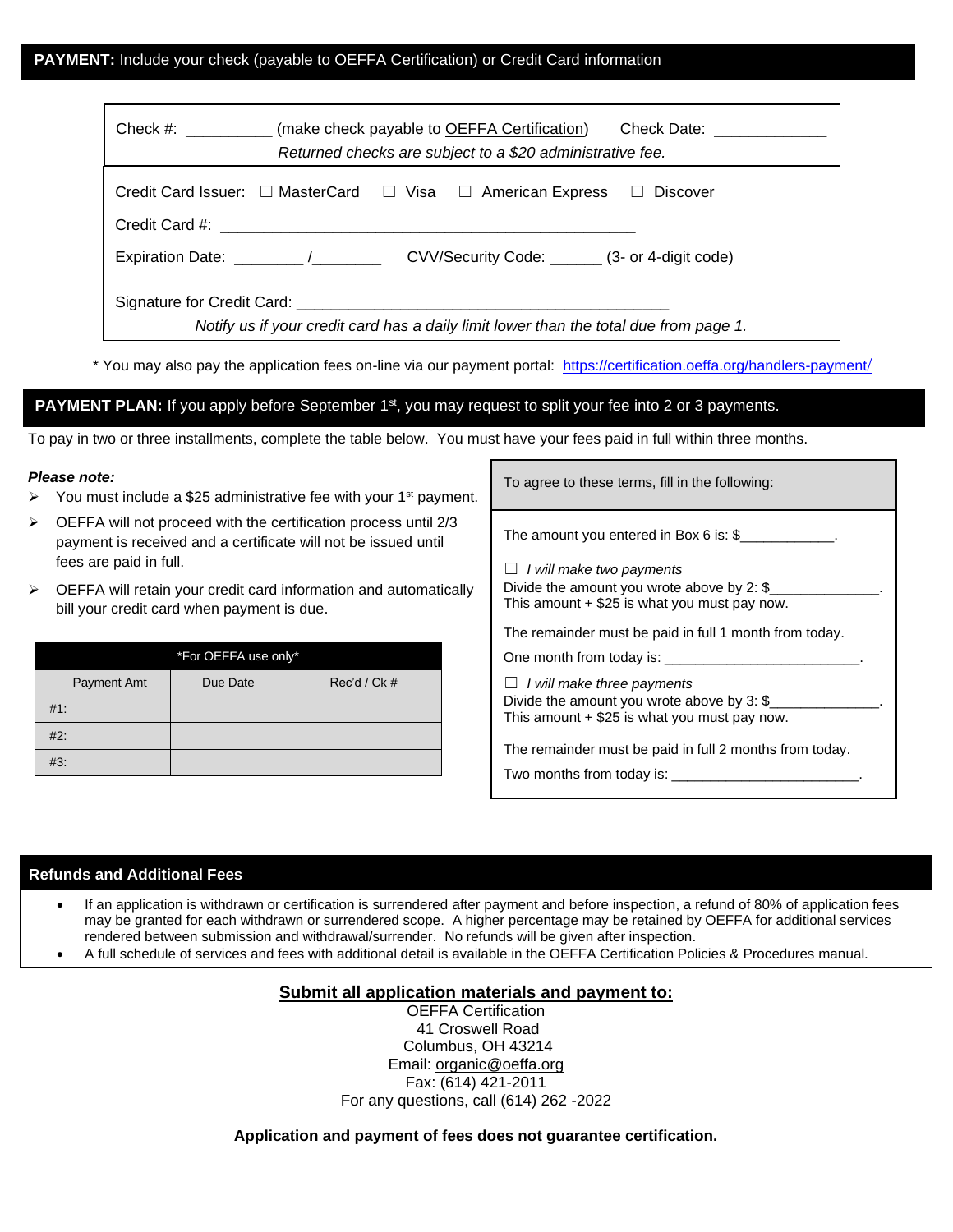**PAYMENT:** Include your check (payable to OEFFA Certification) or Credit Card information

Check #: __________ (make check payable to OEFFA Certification) Check Date: _____________

*Returned checks are subject to a $20 administrative fee.*

Credit Card Issuer: ☐ MasterCard ☐ Visa ☐ American Express ☐ Discover

Credit Card #: ______________________________________________

Expiration Date: ________ /________ CVV/Security Code: ______ (3- or 4-digit code)

Signature for Credit Card: ________________________________________

*Notify us if your credit card has a daily limit lower than the total due from page 1.*

\* You may also pay the application fees on-line via our payment portal: https://certification.oeffa.org/handlers-payment/

**PAYMENT PLAN:** If you apply before September 1st, you may request to split your fee into 2 or 3 payments.

To pay in two or three installments, complete the table below. You must have your fees paid in full within three months.

***Please note:***

- You must include a $25 administrative fee with your 1st payment.
- OEFFA will not proceed with the certification process until 2/3 payment is received and a certificate will not be issued until fees are paid in full.
- OEFFA will retain your credit card information and automatically bill your credit card when payment is due.

| *For OEFFA use only* | | |
|---|---|---|
| Payment Amt | Due Date | Rec'd / Ck # |
| #1: | | |
| #2: | | |
| #3: | | |

To agree to these terms, fill in the following:

The amount you entered in Box 6 is: $____________.

☐ *I will make two payments*
Divide the amount you wrote above by 2: $_____________.
This amount + $25 is what you must pay now.

The remainder must be paid in full 1 month from today.

One month from today is: ________________________.

☐ *I will make three payments*
Divide the amount you wrote above by 3: $_____________.
This amount + $25 is what you must pay now.

The remainder must be paid in full 2 months from today.

Two months from today is: _______________________.

## Refunds and Additional Fees

- If an application is withdrawn or certification is surrendered after payment and before inspection, a refund of 80% of application fees may be granted for each withdrawn or surrendered scope. A higher percentage may be retained by OEFFA for additional services rendered between submission and withdrawal/surrender. No refunds will be given after inspection.
- A full schedule of services and fees with additional detail is available in the OEFFA Certification Policies & Procedures manual.

**Submit all application materials and payment to:**

OEFFA Certification
41 Croswell Road
Columbus, OH 43214
Email: organic@oeffa.org
Fax: (614) 421-2011
For any questions, call (614) 262 -2022

**Application and payment of fees does not guarantee certification.**